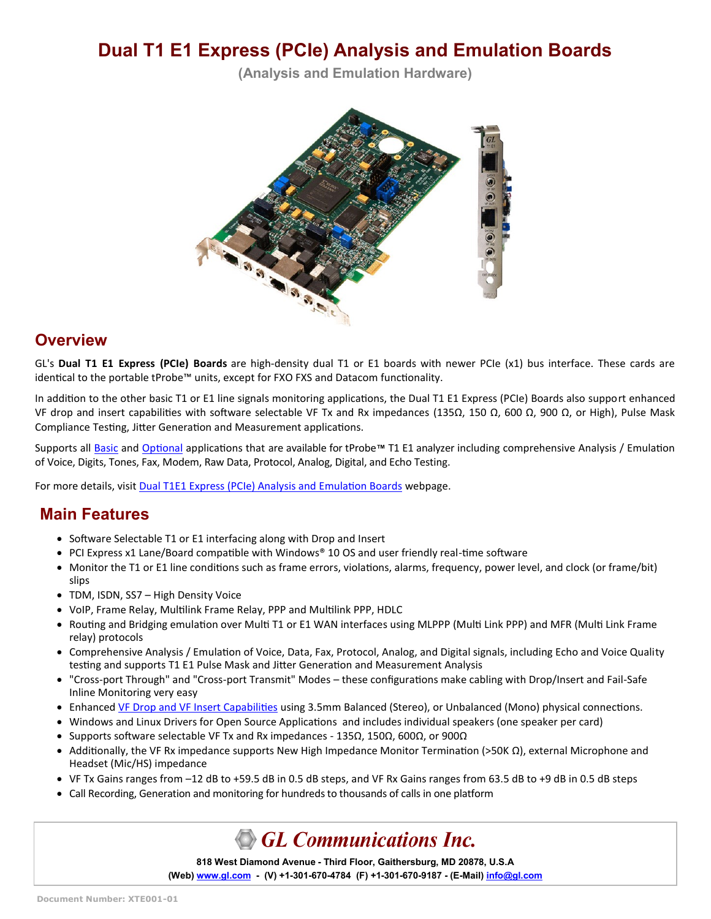# Dual T1 E1 Express (PCIe) Analysis and Emulation Boards

**(Analysis and Emulation Hardware)**

## Overview

GL's **Dual T1 E1 Express (PCIe) Boards** are high-density dual T1 or E1 boards with newer PCIe (x1) bus interface. These cards are identical to the portable tProbe™ units, except for FXO FXS and Datacom functionality.

In addition to the other basic T1 or E1 line signals monitoring applications, the Dual T1 E1 Express (PCIe) Boards also support enhanced VF drop and insert capabilities with software selectable VF Tx and Rx impedances (135Ω, 150 Ω, 600 Ω, 900 Ω, or High), Pulse Mask Compliance Testing, Jitter Generation and Measurement applications.

Supports all Basic and Optional applications that are available for tProbe™ T1 E1 analyzer including comprehensive Analysis / Emulation of Voice, Digits, Tones, Fax, Modem, Raw Data, Protocol, Analog, Digital, and Echo Testing.

For more details, visit Dual T1E1 Express (PCIe) Analysis and Emulation Boards webpage.

## Main Features

- Software Selectable T1 or E1 interfacing along with Drop and Insert
- PCI Express x1 Lane/Board compatible with Windows® 10 OS and user friendly real-time software
- Monitor the T1 or E1 line conditions such as frame errors, violations, alarms, frequency, power level, and clock (or frame/bit) slips
- TDM, ISDN, SS7 – High Density Voice
- VoIP, Frame Relay, Multilink Frame Relay, PPP and Multilink PPP, HDLC
- Routing and Bridging emulation over Multi T1 or E1 WAN interfaces using MLPPP (Multi Link PPP) and MFR (Multi Link Frame relay) protocols
- Comprehensive Analysis / Emulation of Voice, Data, Fax, Protocol, Analog, and Digital signals, including Echo and Voice Quality testing and supports T1 E1 Pulse Mask and Jitter Generation and Measurement Analysis
- "Cross-port Through" and "Cross-port Transmit" Modes – these configurations make cabling with Drop/Insert and Fail-Safe Inline Monitoring very easy
- Enhanced VF Drop and VF Insert Capabilities using 3.5mm Balanced (Stereo), or Unbalanced (Mono) physical connections.
- Windows and Linux Drivers for Open Source Applications and includes individual speakers (one speaker per card)
- Supports software selectable VF Tx and Rx impedances - 135Ω, 150Ω, 600Ω, or 900Ω
- Additionally, the VF Rx impedance supports New High Impedance Monitor Termination (>50K Ω), external Microphone and Headset (Mic/HS) impedance
- VF Tx Gains ranges from –12 dB to +59.5 dB in 0.5 dB steps, and VF Rx Gains ranges from 63.5 dB to +9 dB in 0.5 dB steps
- Call Recording, Generation and monitoring for hundreds to thousands of calls in one platform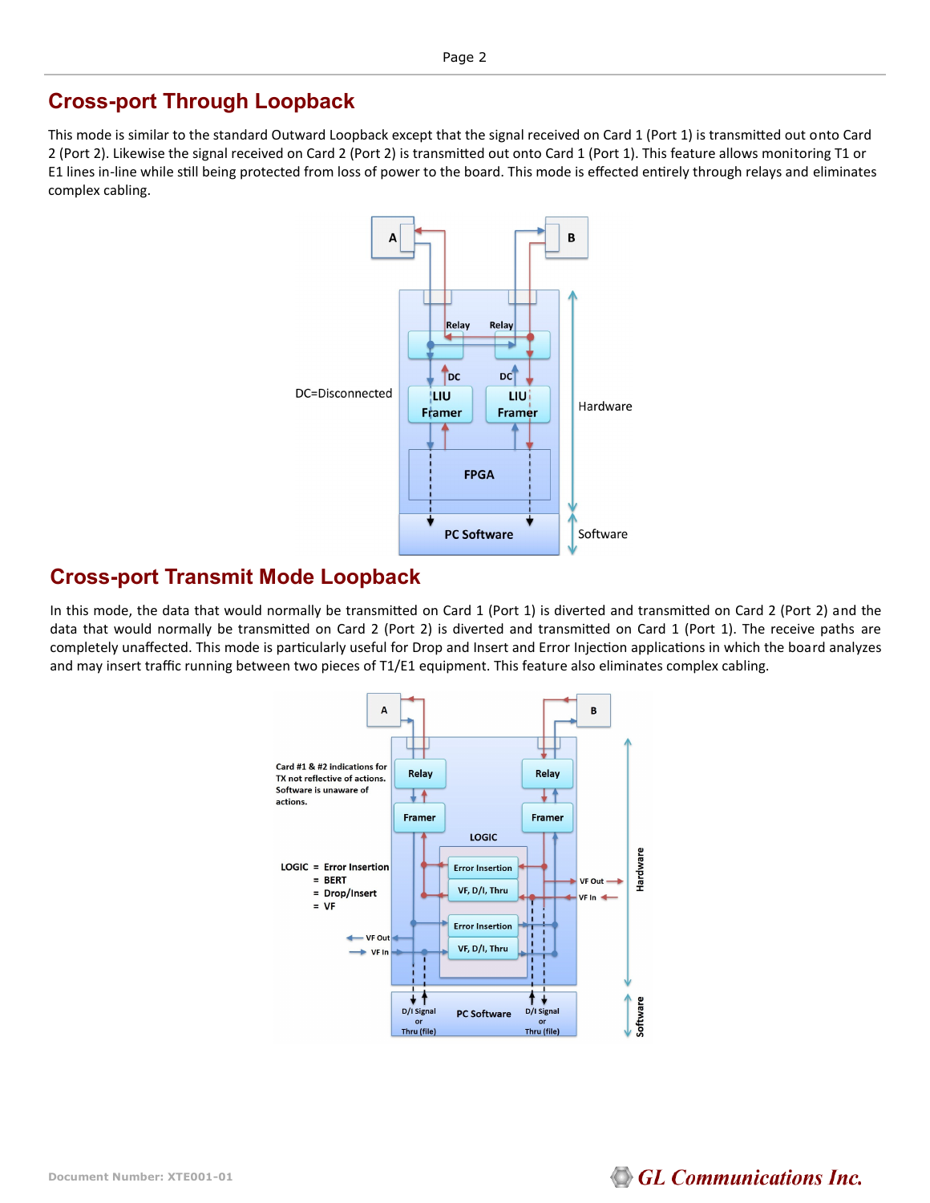## Cross-port Through Loopback

This mode is similar to the standard Outward Loopback except that the signal received on Card 1 (Port 1) is transmitted out onto Card 2 (Port 2). Likewise the signal received on Card 2 (Port 2) is transmitted out onto Card 1 (Port 1). This feature allows monitoring T1 or E1 lines in-line while still being protected from loss of power to the board. This mode is effected entirely through relays and eliminates complex cabling.

## Cross-port Transmit Mode Loopback

In this mode, the data that would normally be transmitted on Card 1 (Port 1) is diverted and transmitted on Card 2 (Port 2) and the data that would normally be transmitted on Card 2 (Port 2) is diverted and transmitted on Card 1 (Port 1). The receive paths are completely unaffected. This mode is particularly useful for Drop and Insert and Error Injection applications in which the board analyzes and may insert traffic running between two pieces of T1/E1 equipment. This feature also eliminates complex cabling.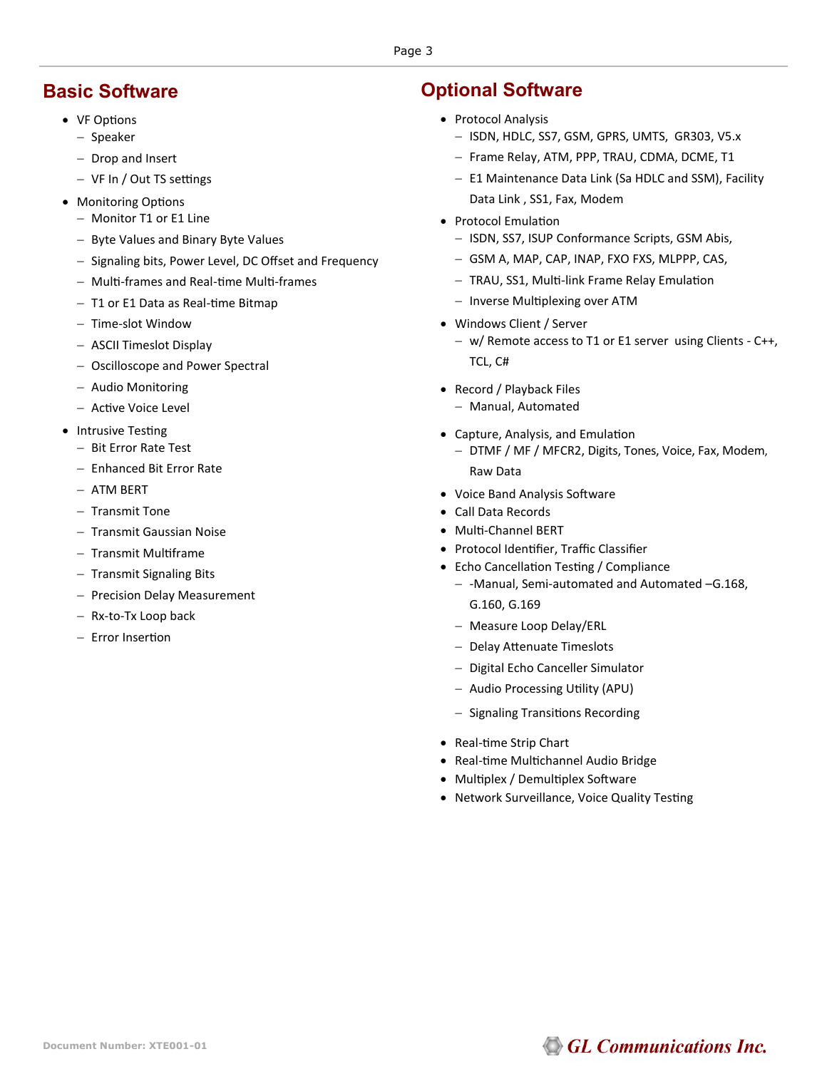## Basic Software

- VF Options
  - Speaker
  - Drop and Insert
  - VF In / Out TS settings
- Monitoring Options
  - Monitor T1 or E1 Line
  - Byte Values and Binary Byte Values
  - Signaling bits, Power Level, DC Offset and Frequency
  - Multi-frames and Real-time Multi-frames
  - T1 or E1 Data as Real-time Bitmap
  - Time-slot Window
  - ASCII Timeslot Display
  - Oscilloscope and Power Spectral
  - Audio Monitoring
  - Active Voice Level
- Intrusive Testing
  - Bit Error Rate Test
  - Enhanced Bit Error Rate
  - ATM BERT
  - Transmit Tone
  - Transmit Gaussian Noise
  - Transmit Multiframe
  - Transmit Signaling Bits
  - Precision Delay Measurement
  - Rx-to-Tx Loop back
  - Error Insertion

## Optional Software

- Protocol Analysis
  - ISDN, HDLC, SS7, GSM, GPRS, UMTS, GR303, V5.x
  - Frame Relay, ATM, PPP, TRAU, CDMA, DCME, T1
  - E1 Maintenance Data Link (Sa HDLC and SSM), Facility Data Link , SS1, Fax, Modem
- Protocol Emulation
  - ISDN, SS7, ISUP Conformance Scripts, GSM Abis,
  - GSM A, MAP, CAP, INAP, FXO FXS, MLPPP, CAS,
  - TRAU, SS1, Multi-link Frame Relay Emulation
  - Inverse Multiplexing over ATM
- Windows Client / Server
  - w/ Remote access to T1 or E1 server using Clients - C++, TCL, C#
- Record / Playback Files
  - Manual, Automated
- Capture, Analysis, and Emulation
  - DTMF / MF / MFCR2, Digits, Tones, Voice, Fax, Modem, Raw Data
- Voice Band Analysis Software
- Call Data Records
- Multi-Channel BERT
- Protocol Identifier, Traffic Classifier
- Echo Cancellation Testing / Compliance
  - -Manual, Semi-automated and Automated –G.168, G.160, G.169
  - Measure Loop Delay/ERL
  - Delay Attenuate Timeslots
  - Digital Echo Canceller Simulator
  - Audio Processing Utility (APU)
  - Signaling Transitions Recording
- Real-time Strip Chart
- Real-time Multichannel Audio Bridge
- Multiplex / Demultiplex Software
- Network Surveillance, Voice Quality Testing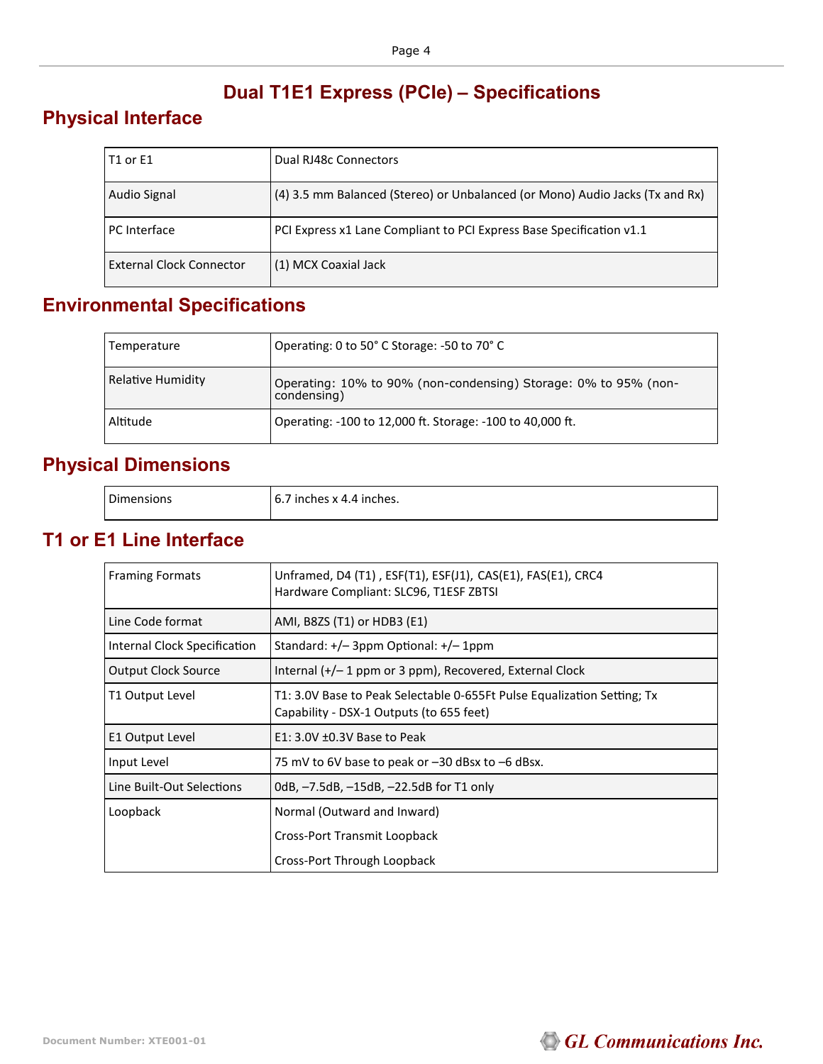# Dual T1E1 Express (PCIe) – Specifications

## Physical Interface

| | |
|---|---|
| T1 or E1 | Dual RJ48c Connectors |
| Audio Signal | (4) 3.5 mm Balanced (Stereo) or Unbalanced (or Mono) Audio Jacks (Tx and Rx) |
| PC Interface | PCI Express x1 Lane Compliant to PCI Express Base Specification v1.1 |
| External Clock Connector | (1) MCX Coaxial Jack |

## Environmental Specifications

| | |
|---|---|
| Temperature | Operating: 0 to 50° C Storage: -50 to 70° C |
| Relative Humidity | Operating: 10% to 90% (non-condensing) Storage: 0% to 95% (non-condensing) |
| Altitude | Operating: -100 to 12,000 ft. Storage: -100 to 40,000 ft. |

## Physical Dimensions

| | |
|---|---|
| Dimensions | 6.7 inches x 4.4 inches. |

## T1 or E1 Line Interface

| | |
|---|---|
| Framing Formats | Unframed, D4 (T1) , ESF(T1), ESF(J1), CAS(E1), FAS(E1), CRC4<br>Hardware Compliant: SLC96, T1ESF ZBTSI |
| Line Code format | AMI, B8ZS (T1) or HDB3 (E1) |
| Internal Clock Specification | Standard: +/– 3ppm Optional: +/– 1ppm |
| Output Clock Source | Internal (+/– 1 ppm or 3 ppm), Recovered, External Clock |
| T1 Output Level | T1: 3.0V Base to Peak Selectable 0-655Ft Pulse Equalization Setting; Tx Capability - DSX-1 Outputs (to 655 feet) |
| E1 Output Level | E1: 3.0V ±0.3V Base to Peak |
| Input Level | 75 mV to 6V base to peak or –30 dBsx to –6 dBsx. |
| Line Built-Out Selections | 0dB, –7.5dB, –15dB, –22.5dB for T1 only |
| Loopback | Normal (Outward and Inward)<br>Cross-Port Transmit Loopback<br>Cross-Port Through Loopback |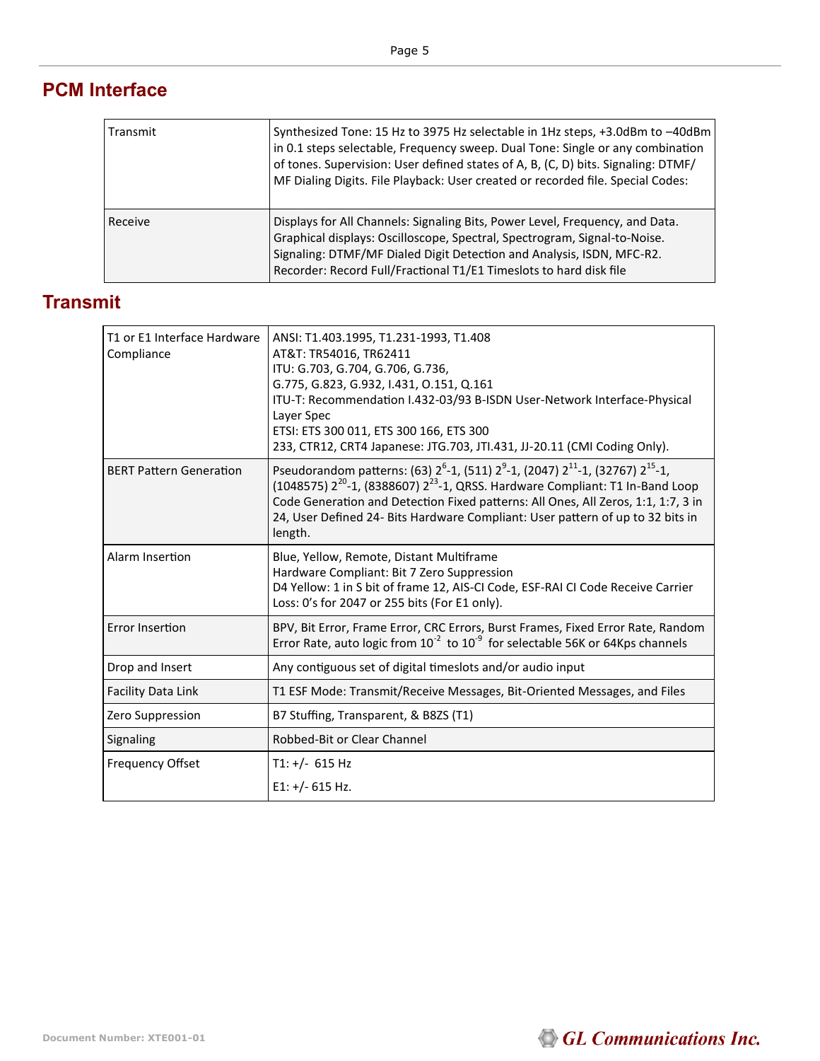## PCM Interface

| | |
|---|---|
| Transmit | Synthesized Tone: 15 Hz to 3975 Hz selectable in 1Hz steps, +3.0dBm to –40dBm in 0.1 steps selectable, Frequency sweep. Dual Tone: Single or any combination of tones. Supervision: User defined states of A, B, (C, D) bits. Signaling: DTMF/ MF Dialing Digits. File Playback: User created or recorded file. Special Codes: |
| Receive | Displays for All Channels: Signaling Bits, Power Level, Frequency, and Data. Graphical displays: Oscilloscope, Spectral, Spectrogram, Signal-to-Noise. Signaling: DTMF/MF Dialed Digit Detection and Analysis, ISDN, MFC-R2. Recorder: Record Full/Fractional T1/E1 Timeslots to hard disk file |

## Transmit

| | |
|---|---|
| T1 or E1 Interface Hardware Compliance | ANSI: T1.403.1995, T1.231-1993, T1.408<br>AT&T: TR54016, TR62411<br>ITU: G.703, G.704, G.706, G.736,<br>G.775, G.823, G.932, I.431, O.151, Q.161<br>ITU-T: Recommendation I.432-03/93 B-ISDN User-Network Interface-Physical Layer Spec<br>ETSI: ETS 300 011, ETS 300 166, ETS 300<br>233, CTR12, CRT4 Japanese: JTG.703, JTI.431, JJ-20.11 (CMI Coding Only). |
| BERT Pattern Generation | Pseudorandom patterns: (63) $2^6$-1, (511) $2^9$-1, (2047) $2^{11}$-1, (32767) $2^{15}$-1, (1048575) $2^{20}$-1, (8388607) $2^{23}$-1, QRSS. Hardware Compliant: T1 In-Band Loop Code Generation and Detection Fixed patterns: All Ones, All Zeros, 1:1, 1:7, 3 in 24, User Defined 24- Bits Hardware Compliant: User pattern of up to 32 bits in length. |
| Alarm Insertion | Blue, Yellow, Remote, Distant Multiframe<br>Hardware Compliant: Bit 7 Zero Suppression<br>D4 Yellow: 1 in S bit of frame 12, AIS-CI Code, ESF-RAI CI Code Receive Carrier Loss: 0's for 2047 or 255 bits (For E1 only). |
| Error Insertion | BPV, Bit Error, Frame Error, CRC Errors, Burst Frames, Fixed Error Rate, Random Error Rate, auto logic from $10^{-2}$ to $10^{-9}$ for selectable 56K or 64Kps channels |
| Drop and Insert | Any contiguous set of digital timeslots and/or audio input |
| Facility Data Link | T1 ESF Mode: Transmit/Receive Messages, Bit-Oriented Messages, and Files |
| Zero Suppression | B7 Stuffing, Transparent, & B8ZS (T1) |
| Signaling | Robbed-Bit or Clear Channel |
| Frequency Offset | T1: +/- 615 Hz<br>E1: +/- 615 Hz. |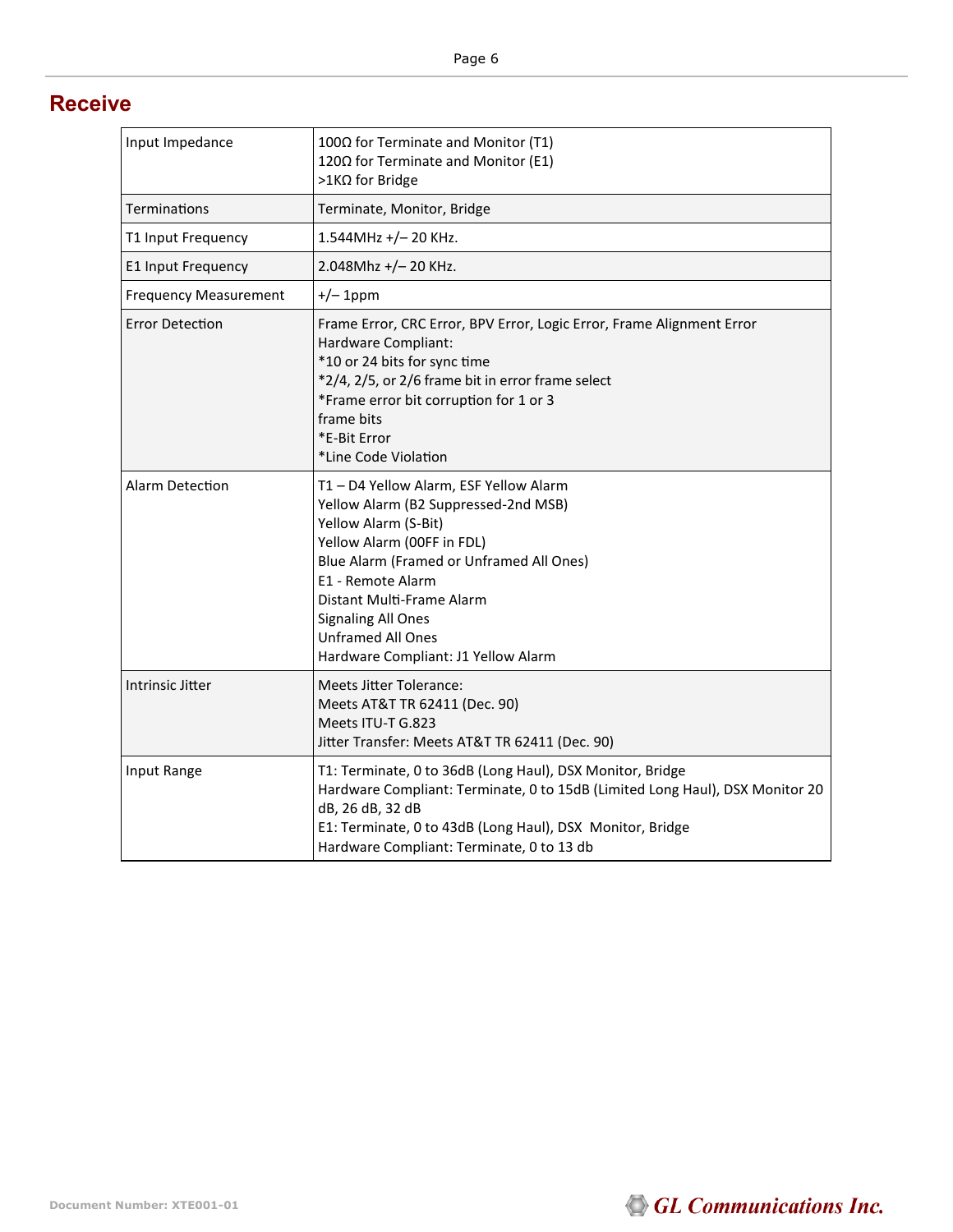## Receive

| | |
|---|---|
| Input Impedance | 100Ω for Terminate and Monitor (T1)<br>120Ω for Terminate and Monitor (E1)<br>>1KΩ for Bridge |
| Terminations | Terminate, Monitor, Bridge |
| T1 Input Frequency | 1.544MHz +/– 20 KHz. |
| E1 Input Frequency | 2.048Mhz +/– 20 KHz. |
| Frequency Measurement | +/– 1ppm |
| Error Detection | Frame Error, CRC Error, BPV Error, Logic Error, Frame Alignment Error<br>Hardware Compliant:<br>*10 or 24 bits for sync time<br>*2/4, 2/5, or 2/6 frame bit in error frame select<br>*Frame error bit corruption for 1 or 3<br>frame bits<br>*E-Bit Error<br>*Line Code Violation |
| Alarm Detection | T1 – D4 Yellow Alarm, ESF Yellow Alarm<br>Yellow Alarm (B2 Suppressed-2nd MSB)<br>Yellow Alarm (S-Bit)<br>Yellow Alarm (00FF in FDL)<br>Blue Alarm (Framed or Unframed All Ones)<br>E1 - Remote Alarm<br>Distant Multi-Frame Alarm<br>Signaling All Ones<br>Unframed All Ones<br>Hardware Compliant: J1 Yellow Alarm |
| Intrinsic Jitter | Meets Jitter Tolerance:<br>Meets AT&T TR 62411 (Dec. 90)<br>Meets ITU-T G.823<br>Jitter Transfer: Meets AT&T TR 62411 (Dec. 90) |
| Input Range | T1: Terminate, 0 to 36dB (Long Haul), DSX Monitor, Bridge<br>Hardware Compliant: Terminate, 0 to 15dB (Limited Long Haul), DSX Monitor 20 dB, 26 dB, 32 dB<br>E1: Terminate, 0 to 43dB (Long Haul), DSX Monitor, Bridge<br>Hardware Compliant: Terminate, 0 to 13 db |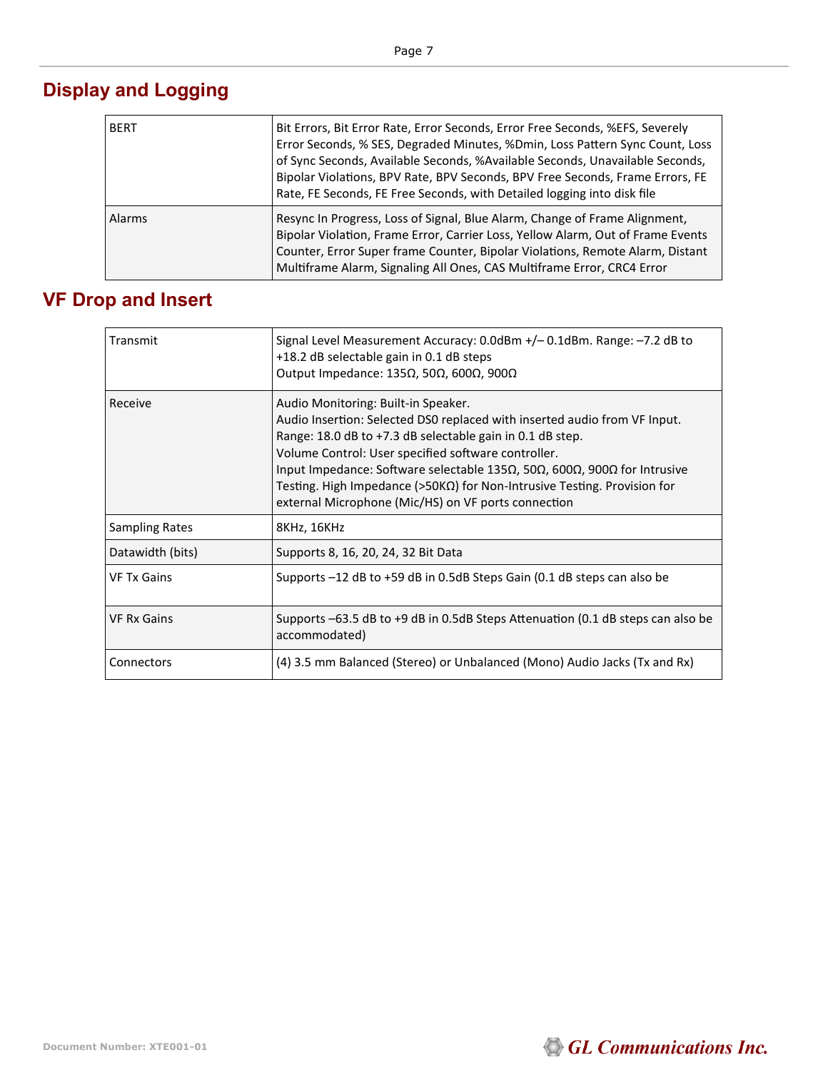## Display and Logging

| | |
|---|---|
| BERT | Bit Errors, Bit Error Rate, Error Seconds, Error Free Seconds, %EFS, Severely Error Seconds, % SES, Degraded Minutes, %Dmin, Loss Pattern Sync Count, Loss of Sync Seconds, Available Seconds, %Available Seconds, Unavailable Seconds, Bipolar Violations, BPV Rate, BPV Seconds, BPV Free Seconds, Frame Errors, FE Rate, FE Seconds, FE Free Seconds, with Detailed logging into disk file |
| Alarms | Resync In Progress, Loss of Signal, Blue Alarm, Change of Frame Alignment, Bipolar Violation, Frame Error, Carrier Loss, Yellow Alarm, Out of Frame Events Counter, Error Super frame Counter, Bipolar Violations, Remote Alarm, Distant Multiframe Alarm, Signaling All Ones, CAS Multiframe Error, CRC4 Error |

## VF Drop and Insert

| | |
|---|---|
| Transmit | Signal Level Measurement Accuracy: 0.0dBm +/– 0.1dBm. Range: –7.2 dB to +18.2 dB selectable gain in 0.1 dB steps<br>Output Impedance: 135Ω, 50Ω, 600Ω, 900Ω |
| Receive | Audio Monitoring: Built-in Speaker.<br>Audio Insertion: Selected DS0 replaced with inserted audio from VF Input.<br>Range: 18.0 dB to +7.3 dB selectable gain in 0.1 dB step.<br>Volume Control: User specified software controller.<br>Input Impedance: Software selectable 135Ω, 50Ω, 600Ω, 900Ω for Intrusive Testing. High Impedance (>50KΩ) for Non-Intrusive Testing. Provision for external Microphone (Mic/HS) on VF ports connection |
| Sampling Rates | 8KHz, 16KHz |
| Datawidth (bits) | Supports 8, 16, 20, 24, 32 Bit Data |
| VF Tx Gains | Supports –12 dB to +59 dB in 0.5dB Steps Gain (0.1 dB steps can also be |
| VF Rx Gains | Supports –63.5 dB to +9 dB in 0.5dB Steps Attenuation (0.1 dB steps can also be accommodated) |
| Connectors | (4) 3.5 mm Balanced (Stereo) or Unbalanced (Mono) Audio Jacks (Tx and Rx) |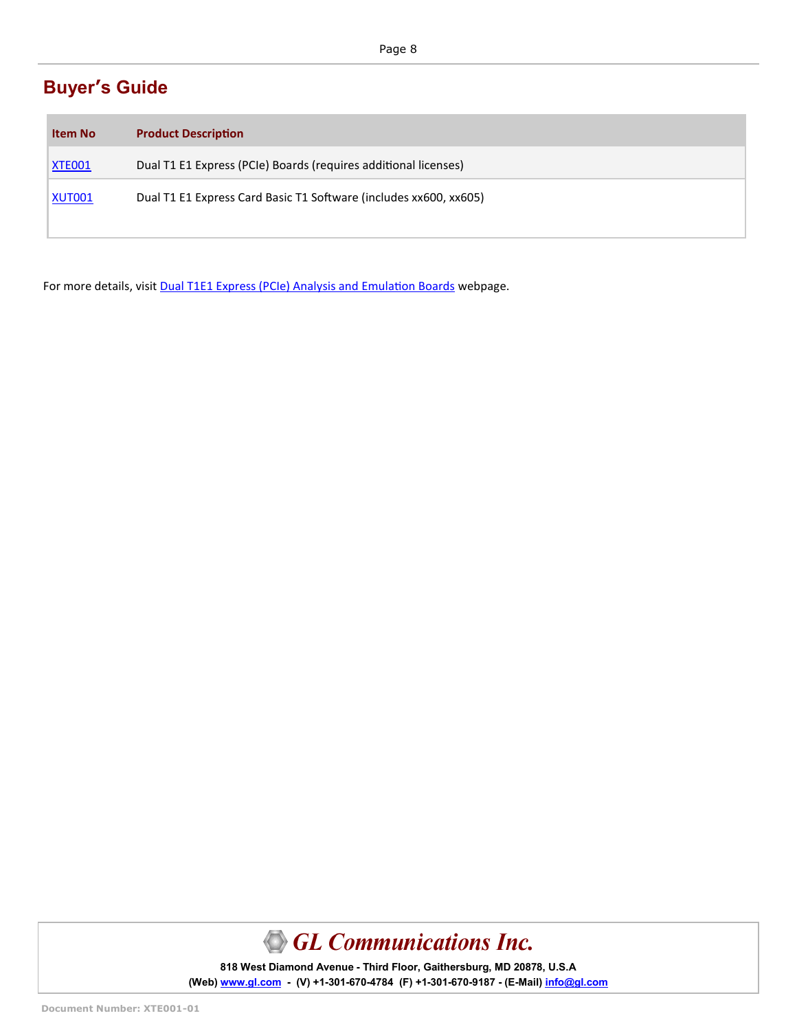## Buyer's Guide

| Item No | Product Description |
| --- | --- |
| XTE001 | Dual T1 E1 Express (PCIe) Boards (requires additional licenses) |
| XUT001 | Dual T1 E1 Express Card Basic T1 Software (includes xx600, xx605) |

For more details, visit Dual T1E1 Express (PCIe) Analysis and Emulation Boards webpage.

**GL Communications Inc.**

**818 West Diamond Avenue - Third Floor, Gaithersburg, MD 20878, U.S.A**

**(Web) www.gl.com - (V) +1-301-670-4784 (F) +1-301-670-9187 - (E-Mail) info@gl.com**

Document Number: XTE001-01